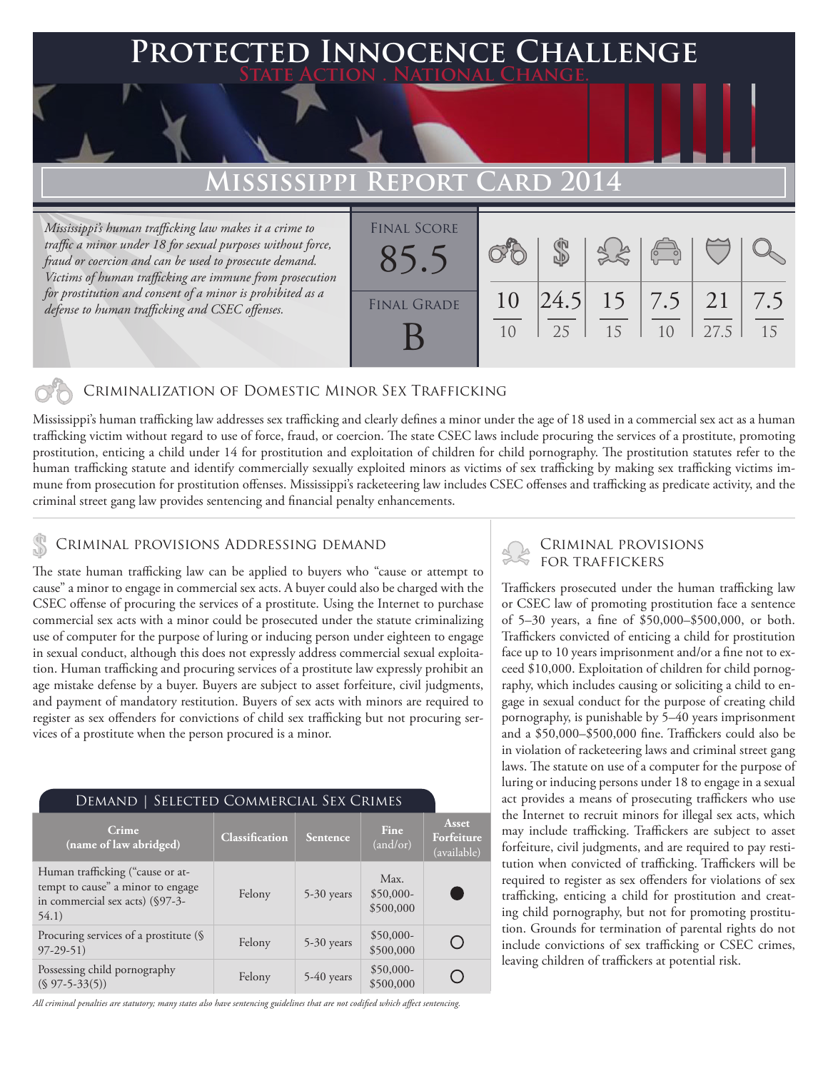# Protected Innocence Challenge

State Action . National Change.

## Mississippi Report Card 2014

*Mississippi's human trafficking law makes it a crime to traffic a minor under 18 for sexual purposes without force, fraud or coercion and can be used to prosecute demand. Victims of human trafficking are immune from prosecution for prostitution and consent of a minor is prohibited as a defense to human trafficking and CSEC offenses.*

| Final Score | Final Grade |
|---|---|
| 85.5 | B |

| Criminalization | Demand | Traffickers | Facilitators | Protective Provisions | Investigation & Prosecution |
|---|---|---|---|---|---|
| 10/10 | 24.5/25 | 15/15 | 7.5/10 | 21/27.5 | 7.5/15 |

### Criminalization of Domestic Minor Sex Trafficking

Mississippi's human trafficking law addresses sex trafficking and clearly defines a minor under the age of 18 used in a commercial sex act as a human trafficking victim without regard to use of force, fraud, or coercion. The state CSEC laws include procuring the services of a prostitute, promoting prostitution, enticing a child under 14 for prostitution and exploitation of children for child pornography. The prostitution statutes refer to the human trafficking statute and identify commercially sexually exploited minors as victims of sex trafficking by making sex trafficking victims immune from prosecution for prostitution offenses. Mississippi's racketeering law includes CSEC offenses and trafficking as predicate activity, and the criminal street gang law provides sentencing and financial penalty enhancements.

### Criminal provisions Addressing demand

The state human trafficking law can be applied to buyers who "cause or attempt to cause" a minor to engage in commercial sex acts. A buyer could also be charged with the CSEC offense of procuring the services of a prostitute. Using the Internet to purchase commercial sex acts with a minor could be prosecuted under the statute criminalizing use of computer for the purpose of luring or inducing person under eighteen to engage in sexual conduct, although this does not expressly address commercial sexual exploitation. Human trafficking and procuring services of a prostitute law expressly prohibit an age mistake defense by a buyer. Buyers are subject to asset forfeiture, civil judgments, and payment of mandatory restitution. Buyers of sex acts with minors are required to register as sex offenders for convictions of child sex trafficking but not procuring services of a prostitute when the person procured is a minor.

#### Demand | Selected Commercial Sex Crimes

| Crime (name of law abridged) | Classification | Sentence | Fine (and/or) | Asset Forfeiture (available) |
|---|---|---|---|---|
| Human trafficking ("cause or attempt to cause" a minor to engage in commercial sex acts) (§97-3-54.1) | Felony | 5-30 years | Max. $50,000-$500,000 | ● |
| Procuring services of a prostitute (§ 97-29-51) | Felony | 5-30 years | $50,000-$500,000 | ○ |
| Possessing child pornography (§ 97-5-33(5)) | Felony | 5-40 years | $50,000-$500,000 | ○ |

*All criminal penalties are statutory; many states also have sentencing guidelines that are not codified which affect sentencing.*

### Criminal provisions for traffickers

Traffickers prosecuted under the human trafficking law or CSEC law of promoting prostitution face a sentence of 5–30 years, a fine of $50,000–$500,000, or both. Traffickers convicted of enticing a child for prostitution face up to 10 years imprisonment and/or a fine not to exceed $10,000. Exploitation of children for child pornography, which includes causing or soliciting a child to engage in sexual conduct for the purpose of creating child pornography, is punishable by 5–40 years imprisonment and a $50,000–$500,000 fine. Traffickers could also be in violation of racketeering laws and criminal street gang laws. The statute on use of a computer for the purpose of luring or inducing persons under 18 to engage in a sexual act provides a means of prosecuting traffickers who use the Internet to recruit minors for illegal sex acts, which may include trafficking. Traffickers are subject to asset forfeiture, civil judgments, and are required to pay restitution when convicted of trafficking. Traffickers will be required to register as sex offenders for violations of sex trafficking, enticing a child for prostitution and creating child pornography, but not for promoting prostitution. Grounds for termination of parental rights do not include convictions of sex trafficking or CSEC crimes, leaving children of traffickers at potential risk.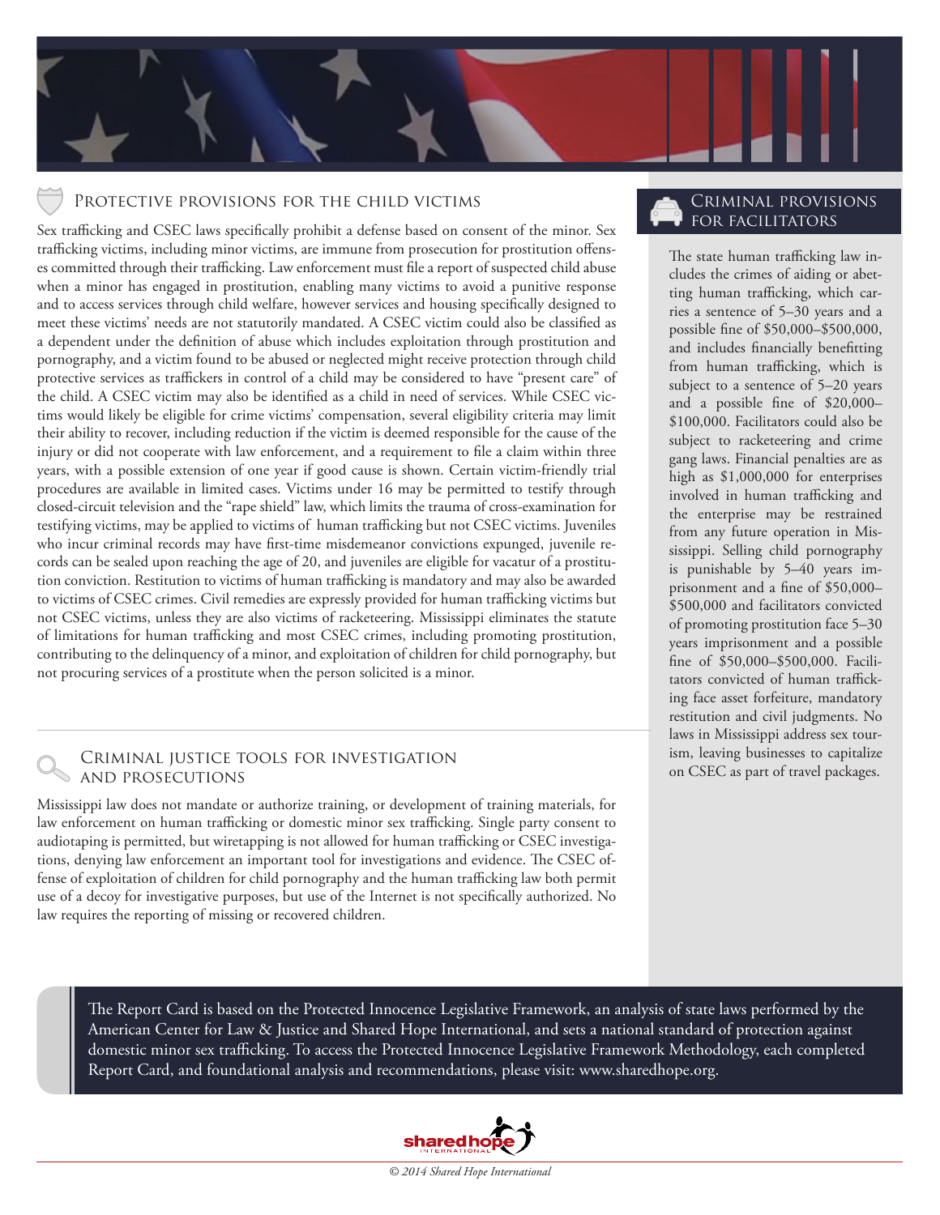## Protective provisions for the child victims

Sex trafficking and CSEC laws specifically prohibit a defense based on consent of the minor. Sex trafficking victims, including minor victims, are immune from prosecution for prostitution offenses committed through their trafficking. Law enforcement must file a report of suspected child abuse when a minor has engaged in prostitution, enabling many victims to avoid a punitive response and to access services through child welfare, however services and housing specifically designed to meet these victims' needs are not statutorily mandated. A CSEC victim could also be classified as a dependent under the definition of abuse which includes exploitation through prostitution and pornography, and a victim found to be abused or neglected might receive protection through child protective services as traffickers in control of a child may be considered to have "present care" of the child. A CSEC victim may also be identified as a child in need of services. While CSEC victims would likely be eligible for crime victims' compensation, several eligibility criteria may limit their ability to recover, including reduction if the victim is deemed responsible for the cause of the injury or did not cooperate with law enforcement, and a requirement to file a claim within three years, with a possible extension of one year if good cause is shown. Certain victim-friendly trial procedures are available in limited cases. Victims under 16 may be permitted to testify through closed-circuit television and the "rape shield" law, which limits the trauma of cross-examination for testifying victims, may be applied to victims of human trafficking but not CSEC victims. Juveniles who incur criminal records may have first-time misdemeanor convictions expunged, juvenile records can be sealed upon reaching the age of 20, and juveniles are eligible for vacatur of a prostitution conviction. Restitution to victims of human trafficking is mandatory and may also be awarded to victims of CSEC crimes. Civil remedies are expressly provided for human trafficking victims but not CSEC victims, unless they are also victims of racketeering. Mississippi eliminates the statute of limitations for human trafficking and most CSEC crimes, including promoting prostitution, contributing to the delinquency of a minor, and exploitation of children for child pornography, but not procuring services of a prostitute when the person solicited is a minor.

## Criminal justice tools for investigation and prosecutions

Mississippi law does not mandate or authorize training, or development of training materials, for law enforcement on human trafficking or domestic minor sex trafficking. Single party consent to audiotaping is permitted, but wiretapping is not allowed for human trafficking or CSEC investigations, denying law enforcement an important tool for investigations and evidence. The CSEC offense of exploitation of children for child pornography and the human trafficking law both permit use of a decoy for investigative purposes, but use of the Internet is not specifically authorized. No law requires the reporting of missing or recovered children.

## Criminal provisions for facilitators

The state human trafficking law includes the crimes of aiding or abetting human trafficking, which carries a sentence of 5–30 years and a possible fine of $50,000–$500,000, and includes financially benefitting from human trafficking, which is subject to a sentence of 5–20 years and a possible fine of $20,000–$100,000. Facilitators could also be subject to racketeering and crime gang laws. Financial penalties are as high as $1,000,000 for enterprises involved in human trafficking and the enterprise may be restrained from any future operation in Mississippi. Selling child pornography is punishable by 5–40 years imprisonment and a fine of $50,000–$500,000 and facilitators convicted of promoting prostitution face 5–30 years imprisonment and a possible fine of $50,000–$500,000. Facilitators convicted of human trafficking face asset forfeiture, mandatory restitution and civil judgments. No laws in Mississippi address sex tourism, leaving businesses to capitalize on CSEC as part of travel packages.

The Report Card is based on the Protected Innocence Legislative Framework, an analysis of state laws performed by the American Center for Law & Justice and Shared Hope International, and sets a national standard of protection against domestic minor sex trafficking. To access the Protected Innocence Legislative Framework Methodology, each completed Report Card, and foundational analysis and recommendations, please visit: www.sharedhope.org.

*© 2014 Shared Hope International*